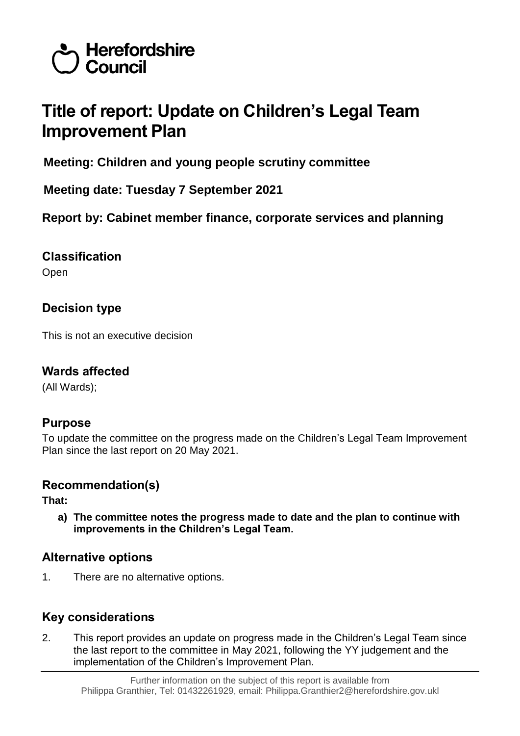# Herefordshire Council

# Title of report: Update on Children's Legal Team Improvement Plan

**Meeting: Children and young people scrutiny committee**

**Meeting date: Tuesday 7 September 2021**

**Report by: Cabinet member finance, corporate services and planning**

## Classification

Open

## Decision type

This is not an executive decision

## Wards affected

(All Wards);

## Purpose

To update the committee on the progress made on the Children's Legal Team Improvement Plan since the last report on 20 May 2021.

## Recommendation(s)

**That:**

**a) The committee notes the progress made to date and the plan to continue with improvements in the Children's Legal Team.**

## Alternative options

1. There are no alternative options.

## Key considerations

2. This report provides an update on progress made in the Children's Legal Team since the last report to the committee in May 2021, following the YY judgement and the implementation of the Children's Improvement Plan.

Further information on the subject of this report is available from Philippa Granthier, Tel: 01432261929, email: Philippa.Granthier2@herefordshire.gov.ukl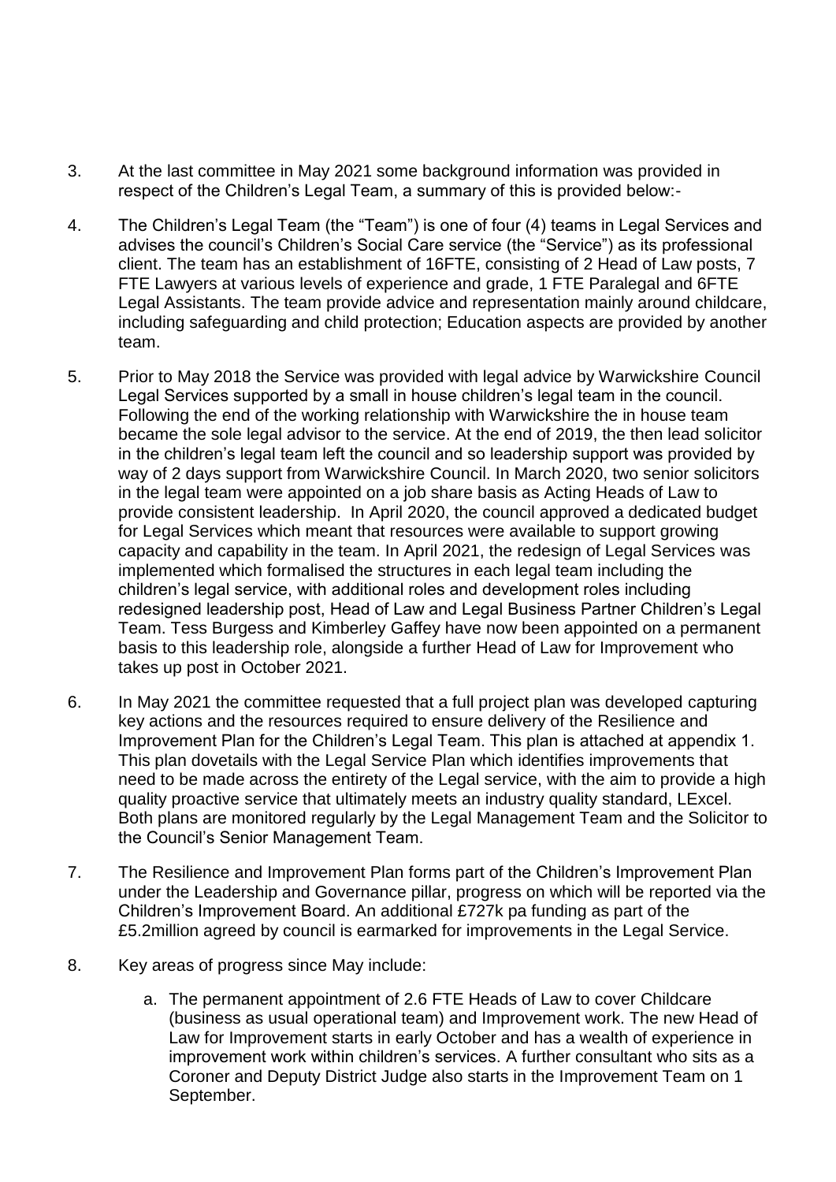3. At the last committee in May 2021 some background information was provided in respect of the Children's Legal Team, a summary of this is provided below:-

4. The Children's Legal Team (the "Team") is one of four (4) teams in Legal Services and advises the council's Children's Social Care service (the "Service") as its professional client. The team has an establishment of 16FTE, consisting of 2 Head of Law posts, 7 FTE Lawyers at various levels of experience and grade, 1 FTE Paralegal and 6FTE Legal Assistants. The team provide advice and representation mainly around childcare, including safeguarding and child protection; Education aspects are provided by another team.

5. Prior to May 2018 the Service was provided with legal advice by Warwickshire Council Legal Services supported by a small in house children's legal team in the council. Following the end of the working relationship with Warwickshire the in house team became the sole legal advisor to the service. At the end of 2019, the then lead solicitor in the children's legal team left the council and so leadership support was provided by way of 2 days support from Warwickshire Council. In March 2020, two senior solicitors in the legal team were appointed on a job share basis as Acting Heads of Law to provide consistent leadership. In April 2020, the council approved a dedicated budget for Legal Services which meant that resources were available to support growing capacity and capability in the team. In April 2021, the redesign of Legal Services was implemented which formalised the structures in each legal team including the children's legal service, with additional roles and development roles including redesigned leadership post, Head of Law and Legal Business Partner Children's Legal Team. Tess Burgess and Kimberley Gaffey have now been appointed on a permanent basis to this leadership role, alongside a further Head of Law for Improvement who takes up post in October 2021.

6. In May 2021 the committee requested that a full project plan was developed capturing key actions and the resources required to ensure delivery of the Resilience and Improvement Plan for the Children's Legal Team. This plan is attached at appendix 1. This plan dovetails with the Legal Service Plan which identifies improvements that need to be made across the entirety of the Legal service, with the aim to provide a high quality proactive service that ultimately meets an industry quality standard, LExcel. Both plans are monitored regularly by the Legal Management Team and the Solicitor to the Council's Senior Management Team.

7. The Resilience and Improvement Plan forms part of the Children's Improvement Plan under the Leadership and Governance pillar, progress on which will be reported via the Children's Improvement Board. An additional £727k pa funding as part of the £5.2million agreed by council is earmarked for improvements in the Legal Service.

8. Key areas of progress since May include:

   a. The permanent appointment of 2.6 FTE Heads of Law to cover Childcare (business as usual operational team) and Improvement work. The new Head of Law for Improvement starts in early October and has a wealth of experience in improvement work within children's services. A further consultant who sits as a Coroner and Deputy District Judge also starts in the Improvement Team on 1 September.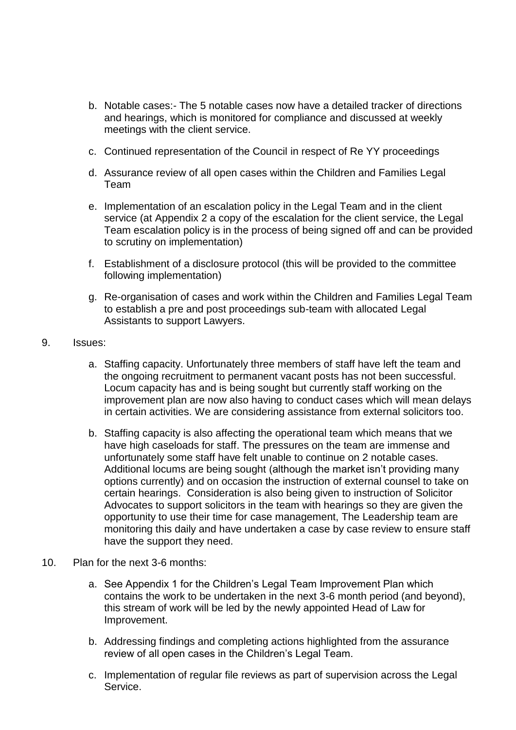b. Notable cases:- The 5 notable cases now have a detailed tracker of directions and hearings, which is monitored for compliance and discussed at weekly meetings with the client service.

c. Continued representation of the Council in respect of Re YY proceedings

d. Assurance review of all open cases within the Children and Families Legal Team

e. Implementation of an escalation policy in the Legal Team and in the client service (at Appendix 2 a copy of the escalation for the client service, the Legal Team escalation policy is in the process of being signed off and can be provided to scrutiny on implementation)

f. Establishment of a disclosure protocol (this will be provided to the committee following implementation)

g. Re-organisation of cases and work within the Children and Families Legal Team to establish a pre and post proceedings sub-team with allocated Legal Assistants to support Lawyers.

9. Issues:

   a. Staffing capacity. Unfortunately three members of staff have left the team and the ongoing recruitment to permanent vacant posts has not been successful. Locum capacity has and is being sought but currently staff working on the improvement plan are now also having to conduct cases which will mean delays in certain activities. We are considering assistance from external solicitors too.

   b. Staffing capacity is also affecting the operational team which means that we have high caseloads for staff. The pressures on the team are immense and unfortunately some staff have felt unable to continue on 2 notable cases. Additional locums are being sought (although the market isn't providing many options currently) and on occasion the instruction of external counsel to take on certain hearings. Consideration is also being given to instruction of Solicitor Advocates to support solicitors in the team with hearings so they are given the opportunity to use their time for case management, The Leadership team are monitoring this daily and have undertaken a case by case review to ensure staff have the support they need.

10. Plan for the next 3-6 months:

   a. See Appendix 1 for the Children's Legal Team Improvement Plan which contains the work to be undertaken in the next 3-6 month period (and beyond), this stream of work will be led by the newly appointed Head of Law for Improvement.

   b. Addressing findings and completing actions highlighted from the assurance review of all open cases in the Children's Legal Team.

   c. Implementation of regular file reviews as part of supervision across the Legal Service.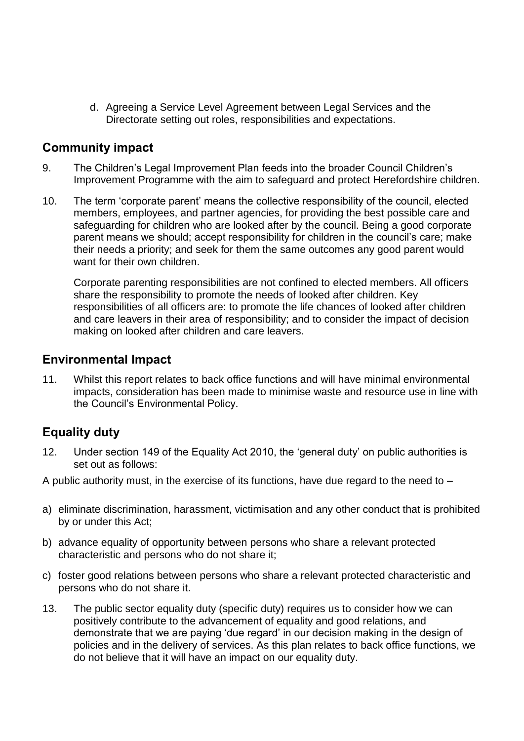d. Agreeing a Service Level Agreement between Legal Services and the Directorate setting out roles, responsibilities and expectations.

## Community impact

9. The Children's Legal Improvement Plan feeds into the broader Council Children's Improvement Programme with the aim to safeguard and protect Herefordshire children.

10. The term 'corporate parent' means the collective responsibility of the council, elected members, employees, and partner agencies, for providing the best possible care and safeguarding for children who are looked after by the council. Being a good corporate parent means we should; accept responsibility for children in the council's care; make their needs a priority; and seek for them the same outcomes any good parent would want for their own children.

    Corporate parenting responsibilities are not confined to elected members. All officers share the responsibility to promote the needs of looked after children. Key responsibilities of all officers are: to promote the life chances of looked after children and care leavers in their area of responsibility; and to consider the impact of decision making on looked after children and care leavers.

## Environmental Impact

11. Whilst this report relates to back office functions and will have minimal environmental impacts, consideration has been made to minimise waste and resource use in line with the Council's Environmental Policy.

## Equality duty

12. Under section 149 of the Equality Act 2010, the 'general duty' on public authorities is set out as follows:

A public authority must, in the exercise of its functions, have due regard to the need to –

a) eliminate discrimination, harassment, victimisation and any other conduct that is prohibited by or under this Act;
b) advance equality of opportunity between persons who share a relevant protected characteristic and persons who do not share it;
c) foster good relations between persons who share a relevant protected characteristic and persons who do not share it.

13. The public sector equality duty (specific duty) requires us to consider how we can positively contribute to the advancement of equality and good relations, and demonstrate that we are paying 'due regard' in our decision making in the design of policies and in the delivery of services. As this plan relates to back office functions, we do not believe that it will have an impact on our equality duty.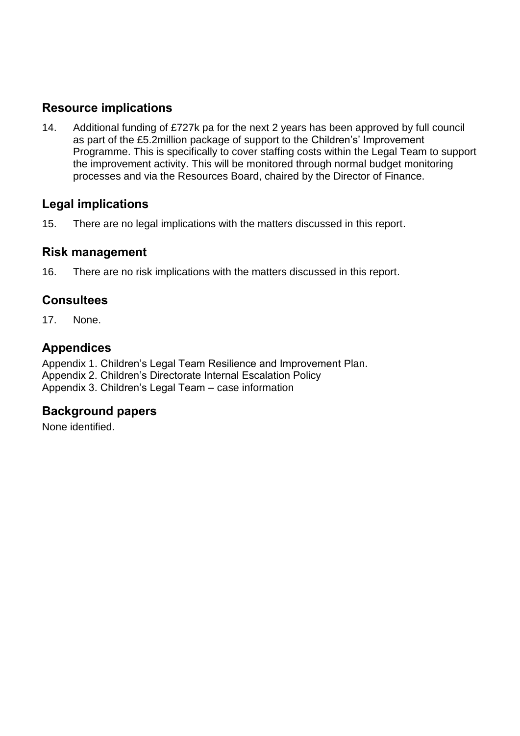## Resource implications

14. Additional funding of £727k pa for the next 2 years has been approved by full council as part of the £5.2million package of support to the Children's' Improvement Programme. This is specifically to cover staffing costs within the Legal Team to support the improvement activity. This will be monitored through normal budget monitoring processes and via the Resources Board, chaired by the Director of Finance.

## Legal implications

15. There are no legal implications with the matters discussed in this report.

## Risk management

16. There are no risk implications with the matters discussed in this report.

## Consultees

17. None.

## Appendices

Appendix 1. Children's Legal Team Resilience and Improvement Plan.
Appendix 2. Children's Directorate Internal Escalation Policy
Appendix 3. Children's Legal Team – case information

## Background papers

None identified.